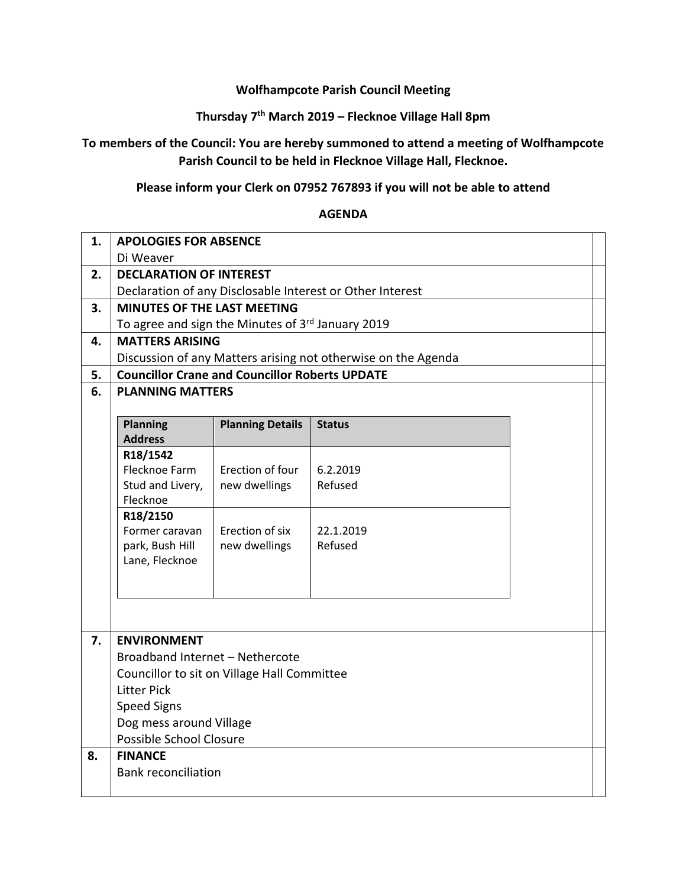**Wolfhampcote Parish Council Meeting**

**Thursday 7th March 2019 – Flecknoe Village Hall 8pm**

**To members of the Council: You are hereby summoned to attend a meeting of Wolfhampcote Parish Council to be held in Flecknoe Village Hall, Flecknoe.**

**Please inform your Clerk on 07952 767893 if you will not be able to attend**

**AGENDA**

| | | |
|---|---|---|
| **1.** | **APOLOGIES FOR ABSENCE**<br>Di Weaver | |
| **2.** | **DECLARATION OF INTEREST**<br>Declaration of any Disclosable Interest or Other Interest | |
| **3.** | **MINUTES OF THE LAST MEETING**<br>To agree and sign the Minutes of 3rd January 2019 | |
| **4.** | **MATTERS ARISING**<br>Discussion of any Matters arising not otherwise on the Agenda | |
| **5.** | **Councillor Crane and Councillor Roberts UPDATE** | |
| **6.** | **PLANNING MATTERS** | |
| **7.** | **ENVIRONMENT**<br>Broadband Internet – Nethercote<br>Councillor to sit on Village Hall Committee<br>Litter Pick<br>Speed Signs<br>Dog mess around Village<br>Possible School Closure | |
| **8.** | **FINANCE**<br>Bank reconciliation | |

**Planning Matters:**

| Planning Address | Planning Details | Status |
|---|---|---|
| **R18/1542**<br>Flecknoe Farm Stud and Livery, Flecknoe | Erection of four new dwellings | 6.2.2019<br>Refused |
| **R18/2150**<br>Former caravan park, Bush Hill Lane, Flecknoe | Erection of six new dwellings | 22.1.2019<br>Refused |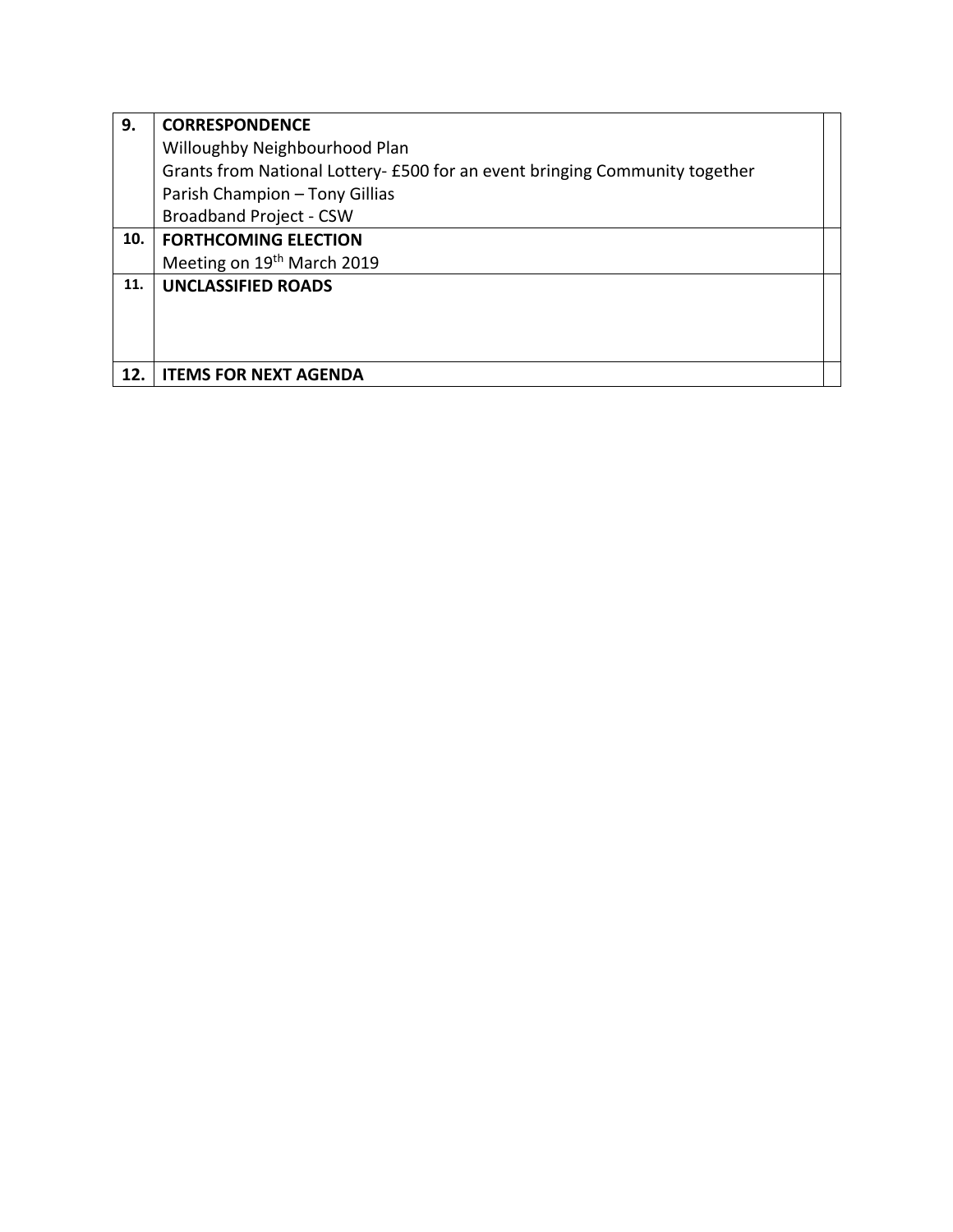| | | |
|---|---|---|
| **9.** | **CORRESPONDENCE**<br>Willoughby Neighbourhood Plan<br>Grants from National Lottery- £500 for an event bringing Community together<br>Parish Champion – Tony Gillias<br>Broadband Project - CSW | |
| **10.** | **FORTHCOMING ELECTION**<br>Meeting on 19th March 2019 | |
| **11.** | **UNCLASSIFIED ROADS** | |
| **12.** | **ITEMS FOR NEXT AGENDA** | |